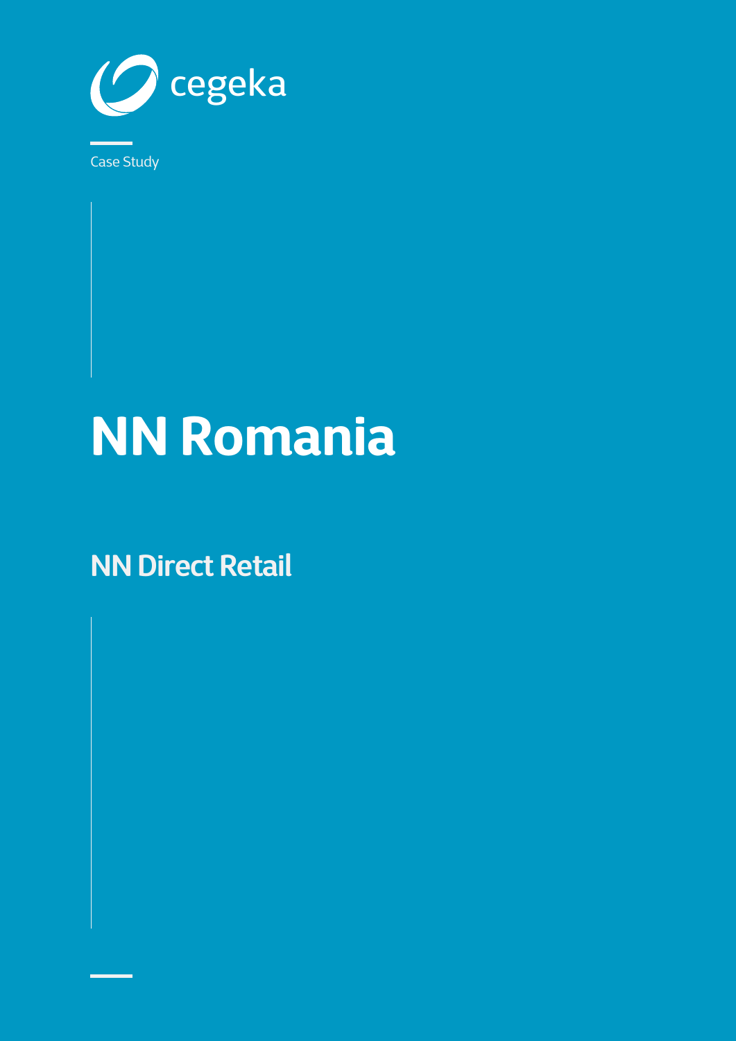cegeka

Case Study

# NN Romania

## NN Direct Retail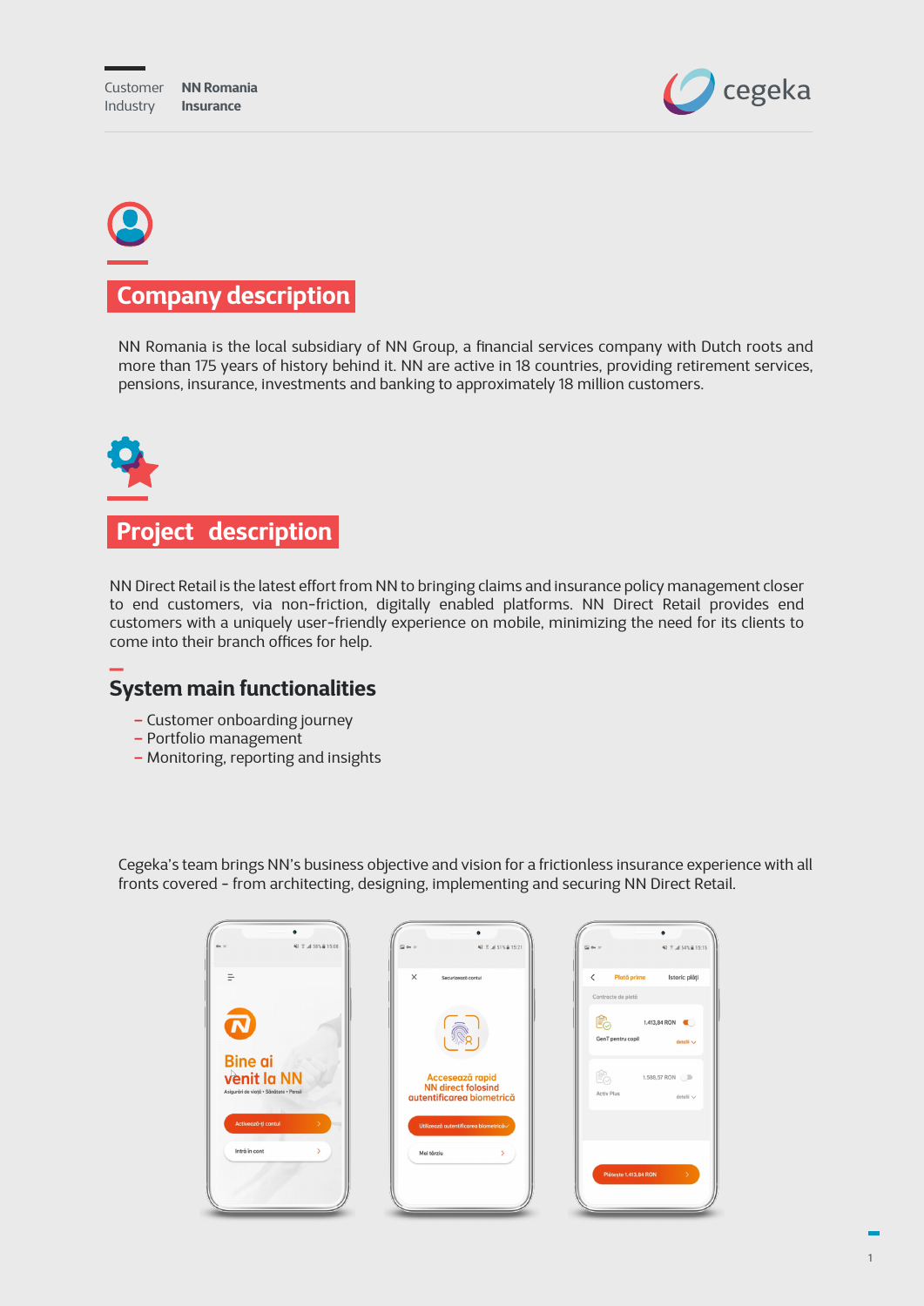Customer **NN Romania**
Industry **Insurance**

## Company description

NN Romania is the local subsidiary of NN Group, a financial services company with Dutch roots and more than 175 years of history behind it. NN are active in 18 countries, providing retirement services, pensions, insurance, investments and banking to approximately 18 million customers.

## Project description

NN Direct Retail is the latest effort from NN to bringing claims and insurance policy management closer to end customers, via non-friction, digitally enabled platforms. NN Direct Retail provides end customers with a uniquely user-friendly experience on mobile, minimizing the need for its clients to come into their branch offices for help.

### System main functionalities

- Customer onboarding journey
- Portfolio management
- Monitoring, reporting and insights

Cegeka's team brings NN's business objective and vision for a frictionless insurance experience with all fronts covered - from architecting, designing, implementing and securing NN Direct Retail.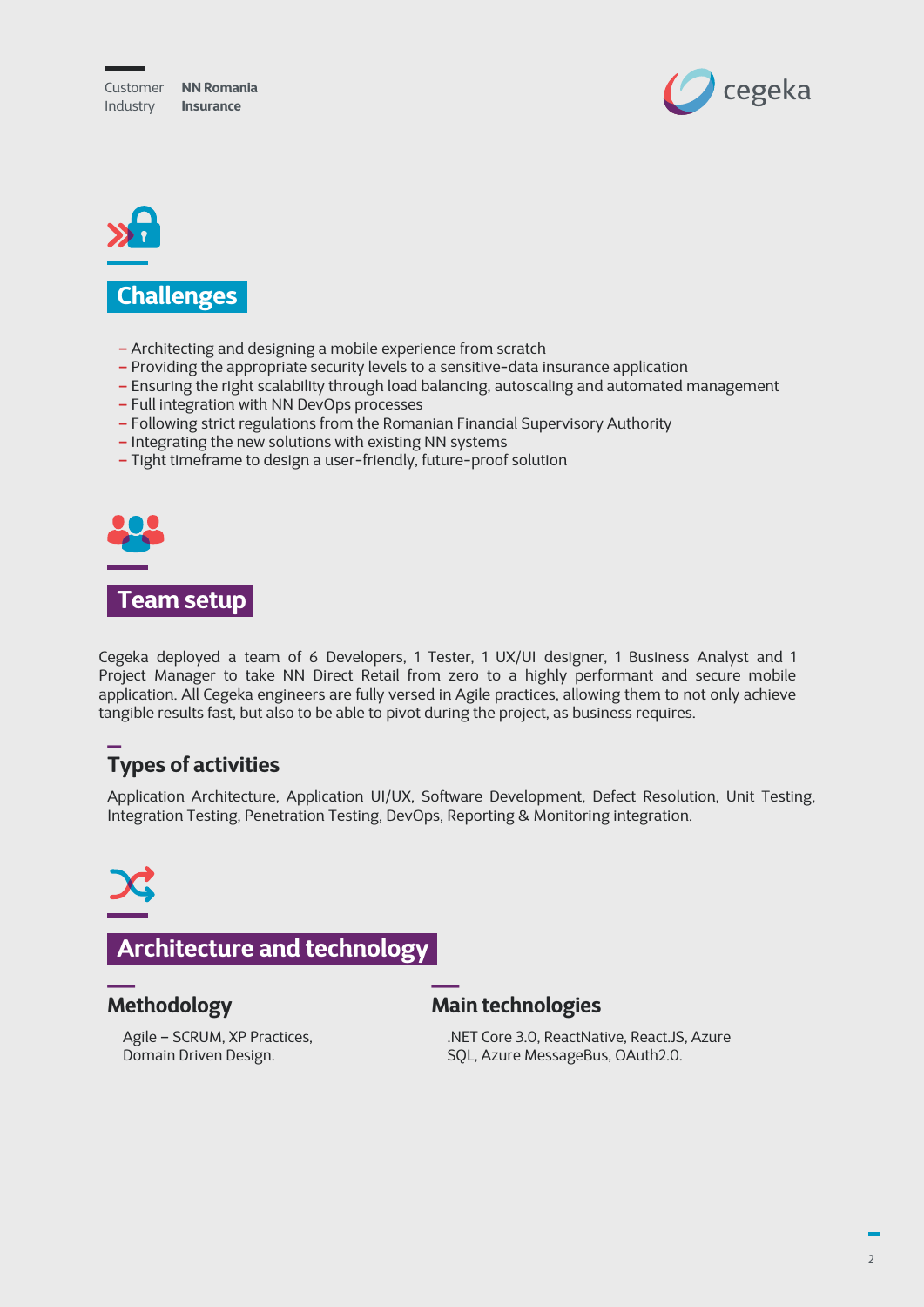Customer **NN Romania**
Industry **Insurance**

## Challenges

- Architecting and designing a mobile experience from scratch
- Providing the appropriate security levels to a sensitive-data insurance application
- Ensuring the right scalability through load balancing, autoscaling and automated management
- Full integration with NN DevOps processes
- Following strict regulations from the Romanian Financial Supervisory Authority
- Integrating the new solutions with existing NN systems
- Tight timeframe to design a user-friendly, future-proof solution

## Team setup

Cegeka deployed a team of 6 Developers, 1 Tester, 1 UX/UI designer, 1 Business Analyst and 1 Project Manager to take NN Direct Retail from zero to a highly performant and secure mobile application. All Cegeka engineers are fully versed in Agile practices, allowing them to not only achieve tangible results fast, but also to be able to pivot during the project, as business requires.

### Types of activities

Application Architecture, Application UI/UX, Software Development, Defect Resolution, Unit Testing, Integration Testing, Penetration Testing, DevOps, Reporting & Monitoring integration.

## Architecture and technology

### Methodology

Agile – SCRUM, XP Practices, Domain Driven Design.

### Main technologies

.NET Core 3.0, ReactNative, React.JS, Azure SQL, Azure MessageBus, OAuth2.0.